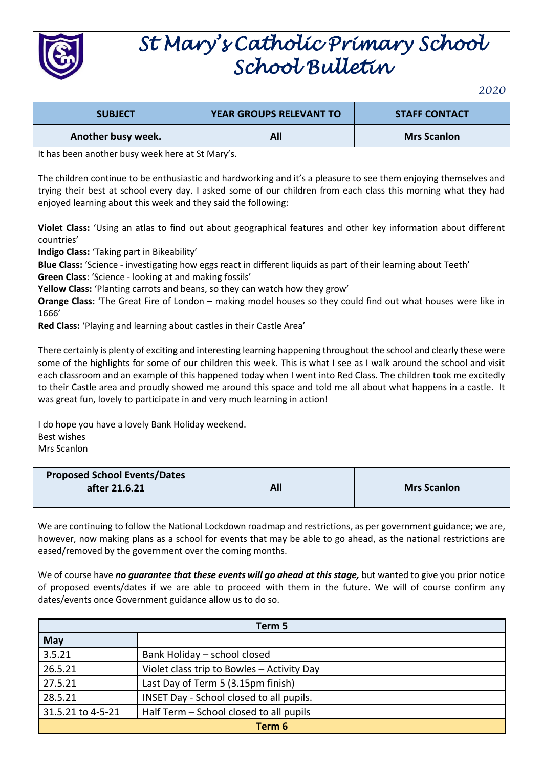# St Mary's Catholic Primary School
# School Bulletin

*2020*

| SUBJECT | YEAR GROUPS RELEVANT TO | STAFF CONTACT |
|---|---|---|
| Another busy week. | All | Mrs Scanlon |

It has been another busy week here at St Mary's.

The children continue to be enthusiastic and hardworking and it's a pleasure to see them enjoying themselves and trying their best at school every day. I asked some of our children from each class this morning what they had enjoyed learning about this week and they said the following:

**Violet Class:** 'Using an atlas to find out about geographical features and other key information about different countries'
**Indigo Class:** 'Taking part in Bikeability'
**Blue Class:** 'Science - investigating how eggs react in different liquids as part of their learning about Teeth'
**Green Class**: 'Science - looking at and making fossils'
**Yellow Class:** 'Planting carrots and beans, so they can watch how they grow'
**Orange Class:** 'The Great Fire of London – making model houses so they could find out what houses were like in 1666'
**Red Class:** 'Playing and learning about castles in their Castle Area'

There certainly is plenty of exciting and interesting learning happening throughout the school and clearly these were some of the highlights for some of our children this week. This is what I see as I walk around the school and visit each classroom and an example of this happened today when I went into Red Class. The children took me excitedly to their Castle area and proudly showed me around this space and told me all about what happens in a castle. It was great fun, lovely to participate in and very much learning in action!

I do hope you have a lovely Bank Holiday weekend.
Best wishes
Mrs Scanlon

| Proposed School Events/Dates after 21.6.21 | All | Mrs Scanlon |
|---|---|---|

We are continuing to follow the National Lockdown roadmap and restrictions, as per government guidance; we are, however, now making plans as a school for events that may be able to go ahead, as the national restrictions are eased/removed by the government over the coming months.

We of course have ***no guarantee that these events will go ahead at this stage,*** but wanted to give you prior notice of proposed events/dates if we are able to proceed with them in the future. We will of course confirm any dates/events once Government guidance allow us to do so.

| Term 5 | |
|---|---|
| **May** | |
| 3.5.21 | Bank Holiday – school closed |
| 26.5.21 | Violet class trip to Bowles – Activity Day |
| 27.5.21 | Last Day of Term 5 (3.15pm finish) |
| 28.5.21 | INSET Day - School closed to all pupils. |
| 31.5.21 to 4-5-21 | Half Term – School closed to all pupils |
| **Term 6** | |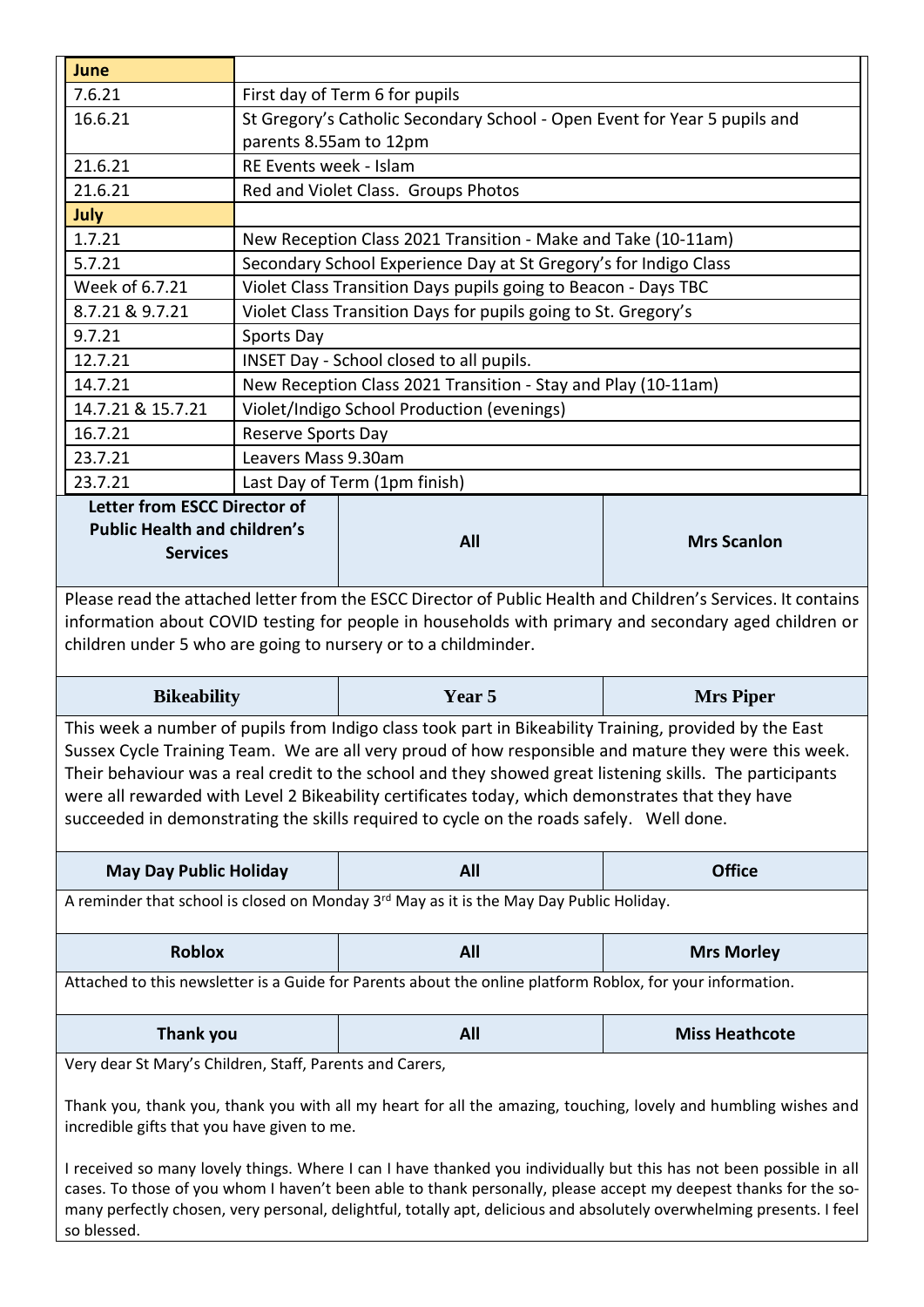| June | |
|---|---|
| 7.6.21 | First day of Term 6 for pupils |
| 16.6.21 | St Gregory's Catholic Secondary School - Open Event for Year 5 pupils and parents 8.55am to 12pm |
| 21.6.21 | RE Events week - Islam |
| 21.6.21 | Red and Violet Class. Groups Photos |
| **July** | |
| 1.7.21 | New Reception Class 2021 Transition - Make and Take (10-11am) |
| 5.7.21 | Secondary School Experience Day at St Gregory's for Indigo Class |
| Week of 6.7.21 | Violet Class Transition Days pupils going to Beacon - Days TBC |
| 8.7.21 & 9.7.21 | Violet Class Transition Days for pupils going to St. Gregory's |
| 9.7.21 | Sports Day |
| 12.7.21 | INSET Day - School closed to all pupils. |
| 14.7.21 | New Reception Class 2021 Transition - Stay and Play (10-11am) |
| 14.7.21 & 15.7.21 | Violet/Indigo School Production (evenings) |
| 16.7.21 | Reserve Sports Day |
| 23.7.21 | Leavers Mass 9.30am |
| 23.7.21 | Last Day of Term (1pm finish) |

| Letter from ESCC Director of Public Health and children's Services | All | Mrs Scanlon |
|---|---|---|

Please read the attached letter from the ESCC Director of Public Health and Children's Services. It contains information about COVID testing for people in households with primary and secondary aged children or children under 5 who are going to nursery or to a childminder.

| Bikeability | Year 5 | Mrs Piper |
|---|---|---|

This week a number of pupils from Indigo class took part in Bikeability Training, provided by the East Sussex Cycle Training Team. We are all very proud of how responsible and mature they were this week. Their behaviour was a real credit to the school and they showed great listening skills. The participants were all rewarded with Level 2 Bikeability certificates today, which demonstrates that they have succeeded in demonstrating the skills required to cycle on the roads safely. Well done.

| May Day Public Holiday | All | Office |
|---|---|---|

A reminder that school is closed on Monday 3rd May as it is the May Day Public Holiday.

| Roblox | All | Mrs Morley |
|---|---|---|

Attached to this newsletter is a Guide for Parents about the online platform Roblox, for your information.

| Thank you | All | Miss Heathcote |
|---|---|---|

Very dear St Mary's Children, Staff, Parents and Carers,

Thank you, thank you, thank you with all my heart for all the amazing, touching, lovely and humbling wishes and incredible gifts that you have given to me.

I received so many lovely things. Where I can I have thanked you individually but this has not been possible in all cases. To those of you whom I haven't been able to thank personally, please accept my deepest thanks for the so-many perfectly chosen, very personal, delightful, totally apt, delicious and absolutely overwhelming presents. I feel so blessed.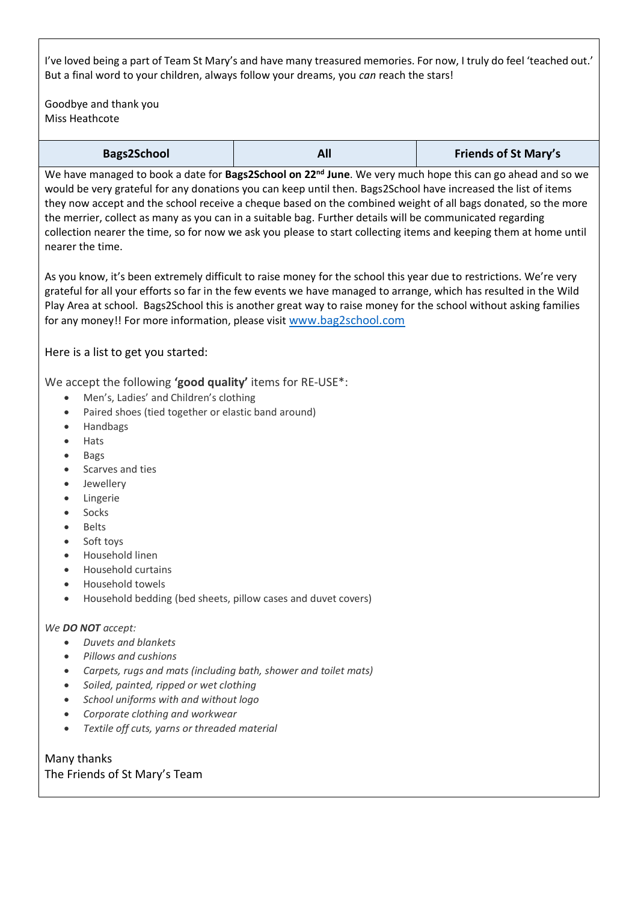I've loved being a part of Team St Mary's and have many treasured memories. For now, I truly do feel 'teached out.' But a final word to your children, always follow your dreams, you *can* reach the stars!

Goodbye and thank you
Miss Heathcote

| Bags2School | All | Friends of St Mary's |
|---|---|---|

We have managed to book a date for **Bags2School on 22nd June**. We very much hope this can go ahead and so we would be very grateful for any donations you can keep until then. Bags2School have increased the list of items they now accept and the school receive a cheque based on the combined weight of all bags donated, so the more the merrier, collect as many as you can in a suitable bag. Further details will be communicated regarding collection nearer the time, so for now we ask you please to start collecting items and keeping them at home until nearer the time.

As you know, it's been extremely difficult to raise money for the school this year due to restrictions. We're very grateful for all your efforts so far in the few events we have managed to arrange, which has resulted in the Wild Play Area at school. Bags2School this is another great way to raise money for the school without asking families for any money!! For more information, please visit [www.bag2school.com](http://www.bag2school.com)

Here is a list to get you started:

We accept the following **'good quality'** items for RE-USE*:

- Men's, Ladies' and Children's clothing
- Paired shoes (tied together or elastic band around)
- Handbags
- Hats
- Bags
- Scarves and ties
- Jewellery
- Lingerie
- Socks
- Belts
- Soft toys
- Household linen
- Household curtains
- Household towels
- Household bedding (bed sheets, pillow cases and duvet covers)

*We **DO NOT** accept:*

- *Duvets and blankets*
- *Pillows and cushions*
- *Carpets, rugs and mats (including bath, shower and toilet mats)*
- *Soiled, painted, ripped or wet clothing*
- *School uniforms with and without logo*
- *Corporate clothing and workwear*
- *Textile off cuts, yarns or threaded material*

Many thanks
The Friends of St Mary's Team